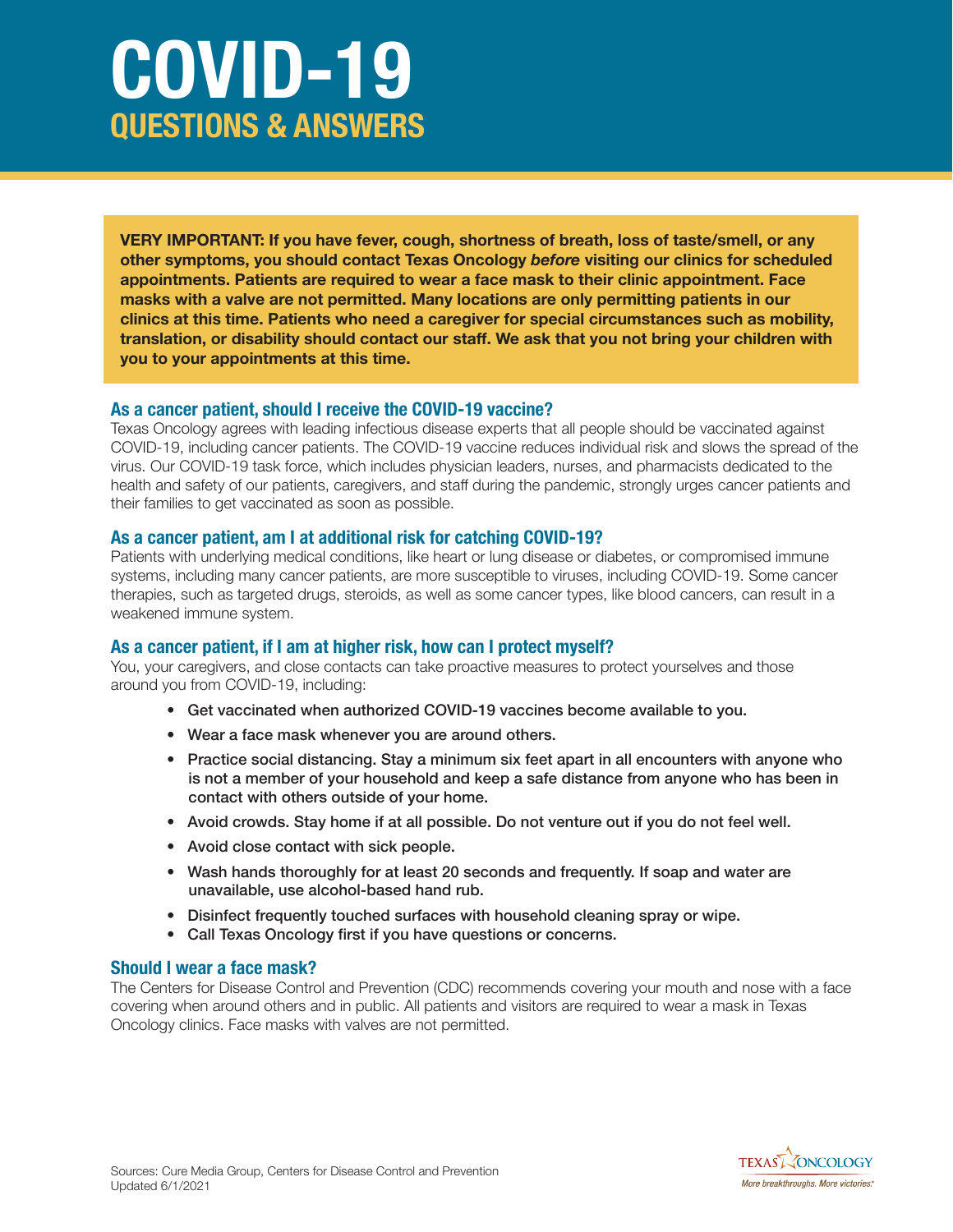# COVID-19

## QUESTIONS & ANSWERS

**VERY IMPORTANT: If you have fever, cough, shortness of breath, loss of taste/smell, or any other symptoms, you should contact Texas Oncology *before* visiting our clinics for scheduled appointments. Patients are required to wear a face mask to their clinic appointment. Face masks with a valve are not permitted. Many locations are only permitting patients in our clinics at this time. Patients who need a caregiver for special circumstances such as mobility, translation, or disability should contact our staff. We ask that you not bring your children with you to your appointments at this time.**

### As a cancer patient, should I receive the COVID-19 vaccine?

Texas Oncology agrees with leading infectious disease experts that all people should be vaccinated against COVID-19, including cancer patients. The COVID-19 vaccine reduces individual risk and slows the spread of the virus. Our COVID-19 task force, which includes physician leaders, nurses, and pharmacists dedicated to the health and safety of our patients, caregivers, and staff during the pandemic, strongly urges cancer patients and their families to get vaccinated as soon as possible.

### As a cancer patient, am I at additional risk for catching COVID-19?

Patients with underlying medical conditions, like heart or lung disease or diabetes, or compromised immune systems, including many cancer patients, are more susceptible to viruses, including COVID-19. Some cancer therapies, such as targeted drugs, steroids, as well as some cancer types, like blood cancers, can result in a weakened immune system.

### As a cancer patient, if I am at higher risk, how can I protect myself?

You, your caregivers, and close contacts can take proactive measures to protect yourselves and those around you from COVID-19, including:

- **Get vaccinated when authorized COVID-19 vaccines become available to you.**
- **Wear a face mask whenever you are around others.**
- **Practice social distancing. Stay a minimum six feet apart in all encounters with anyone who is not a member of your household and keep a safe distance from anyone who has been in contact with others outside of your home.**
- **Avoid crowds. Stay home if at all possible. Do not venture out if you do not feel well.**
- **Avoid close contact with sick people.**
- **Wash hands thoroughly for at least 20 seconds and frequently. If soap and water are unavailable, use alcohol-based hand rub.**
- **Disinfect frequently touched surfaces with household cleaning spray or wipe.**
- **Call Texas Oncology first if you have questions or concerns.**

### Should I wear a face mask?

The Centers for Disease Control and Prevention (CDC) recommends covering your mouth and nose with a face covering when around others and in public. All patients and visitors are required to wear a mask in Texas Oncology clinics. Face masks with valves are not permitted.

Sources: Cure Media Group, Centers for Disease Control and Prevention
Updated 6/1/2021

TEXAS ONCOLOGY
*More breakthroughs. More victories.*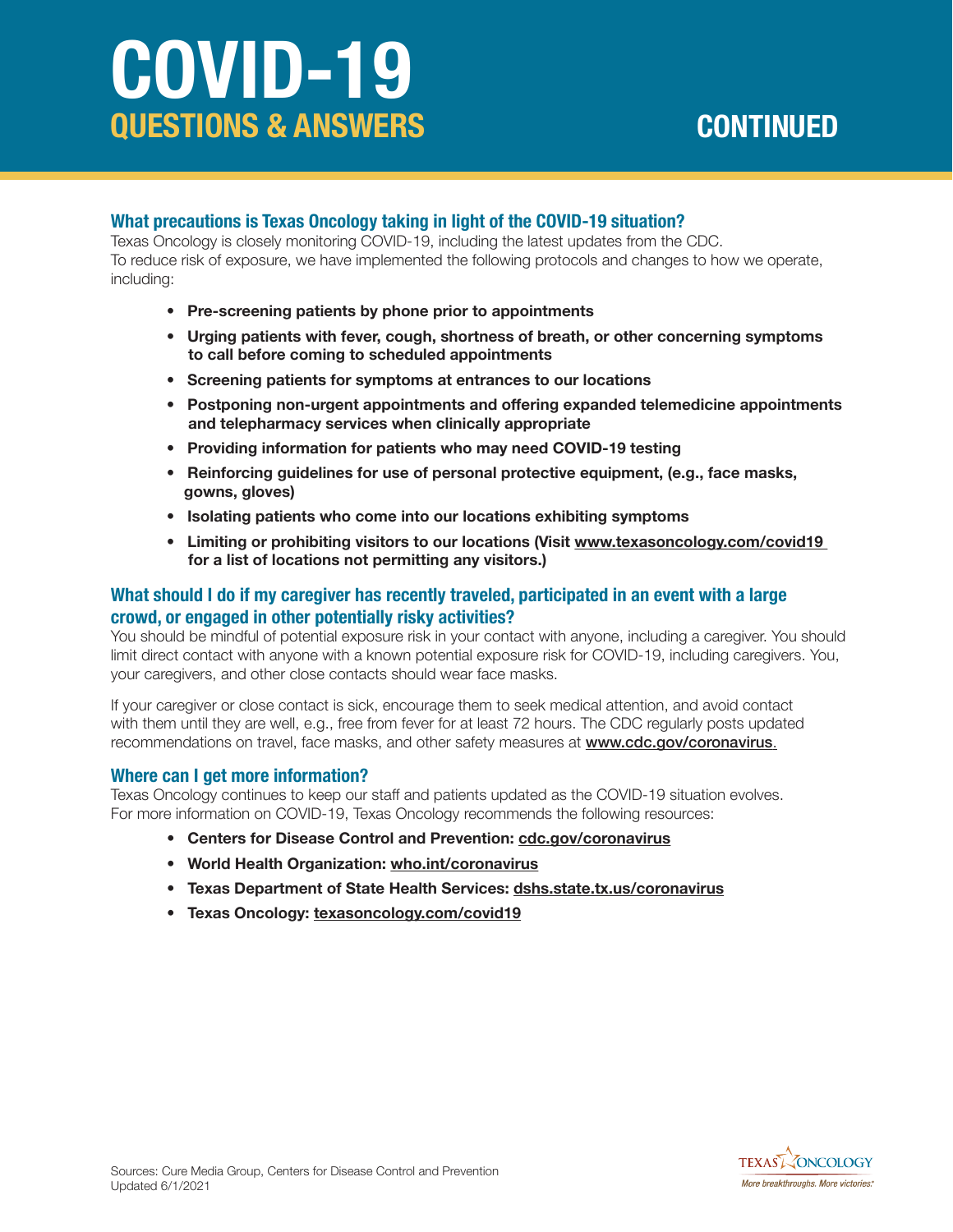# COVID-19
## QUESTIONS & ANSWERS

## CONTINUED

### What precautions is Texas Oncology taking in light of the COVID-19 situation?

Texas Oncology is closely monitoring COVID-19, including the latest updates from the CDC. To reduce risk of exposure, we have implemented the following protocols and changes to how we operate, including:

- **Pre-screening patients by phone prior to appointments**
- **Urging patients with fever, cough, shortness of breath, or other concerning symptoms to call before coming to scheduled appointments**
- **Screening patients for symptoms at entrances to our locations**
- **Postponing non-urgent appointments and offering expanded telemedicine appointments and telepharmacy services when clinically appropriate**
- **Providing information for patients who may need COVID-19 testing**
- **Reinforcing guidelines for use of personal protective equipment, (e.g., face masks, gowns, gloves)**
- **Isolating patients who come into our locations exhibiting symptoms**
- **Limiting or prohibiting visitors to our locations (Visit www.texasoncology.com/covid19 for a list of locations not permitting any visitors.)**

### What should I do if my caregiver has recently traveled, participated in an event with a large crowd, or engaged in other potentially risky activities?

You should be mindful of potential exposure risk in your contact with anyone, including a caregiver. You should limit direct contact with anyone with a known potential exposure risk for COVID-19, including caregivers. You, your caregivers, and other close contacts should wear face masks.

If your caregiver or close contact is sick, encourage them to seek medical attention, and avoid contact with them until they are well, e.g., free from fever for at least 72 hours. The CDC regularly posts updated recommendations on travel, face masks, and other safety measures at www.cdc.gov/coronavirus.

### Where can I get more information?

Texas Oncology continues to keep our staff and patients updated as the COVID-19 situation evolves. For more information on COVID-19, Texas Oncology recommends the following resources:

- **Centers for Disease Control and Prevention: cdc.gov/coronavirus**
- **World Health Organization: who.int/coronavirus**
- **Texas Department of State Health Services: dshs.state.tx.us/coronavirus**
- **Texas Oncology: texasoncology.com/covid19**

Sources: Cure Media Group, Centers for Disease Control and Prevention
Updated 6/1/2021

TEXAS ONCOLOGY
*More breakthroughs. More victories.*